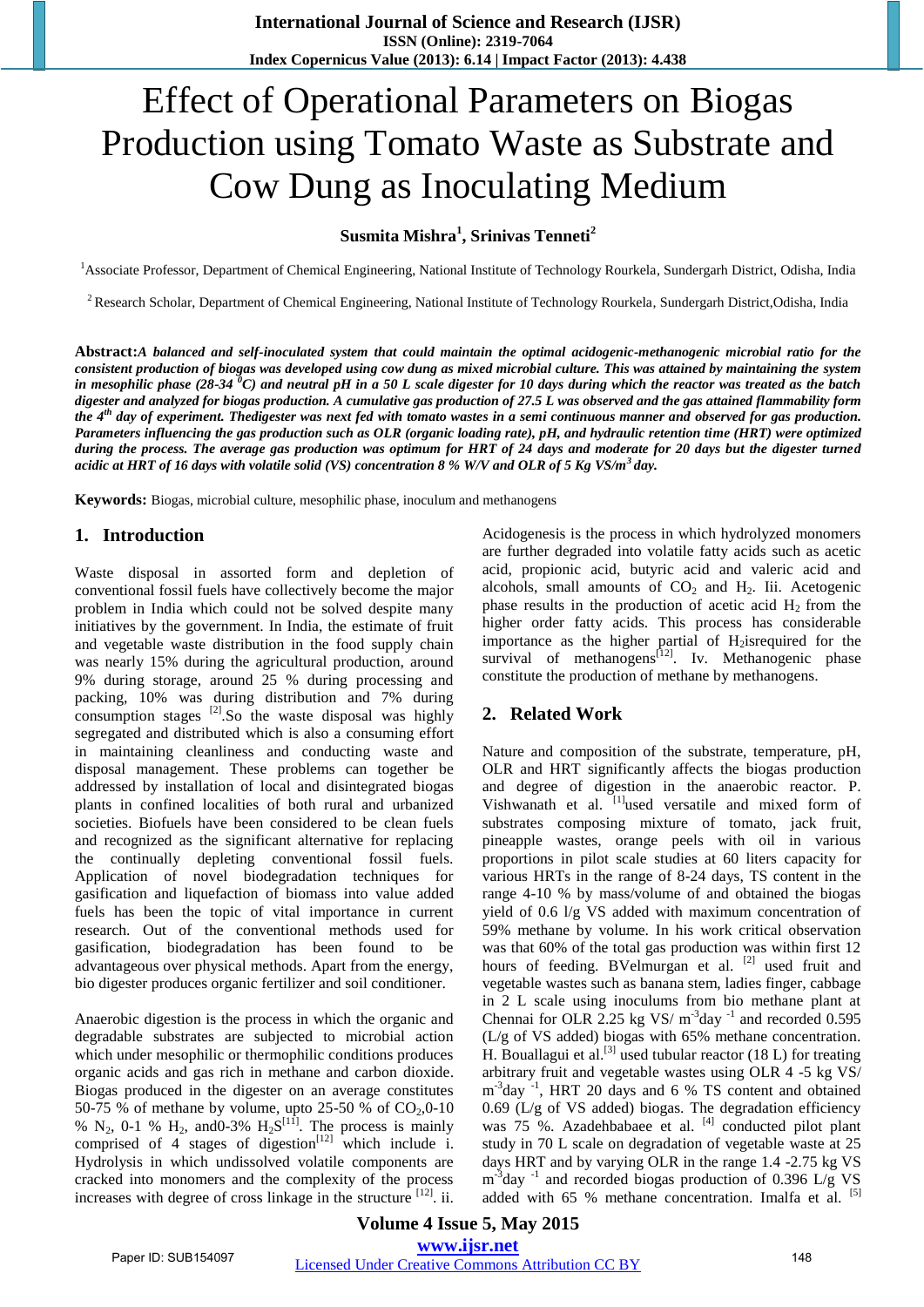# Effect of Operational Parameters on Biogas Production using Tomato Waste as Substrate and Cow Dung as Inoculating Medium

**Susmita Mishra[1], Srinivas Tenneti[2]**

[1]Associate Professor, Department of Chemical Engineering, National Institute of Technology Rourkela, Sundergarh District, Odisha, India

[2]Research Scholar, Department of Chemical Engineering, National Institute of Technology Rourkela, Sundergarh District,Odisha, India

**Abstract:** *A balanced and self-inoculated system that could maintain the optimal acidogenic-methanogenic microbial ratio for the consistent production of biogas was developed using cow dung as mixed microbial culture. This was attained by maintaining the system in mesophilic phase (28-34 $^0$C) and neutral pH in a 50 L scale digester for 10 days during which the reactor was treated as the batch digester and analyzed for biogas production. A cumulative gas production of 27.5 L was observed and the gas attained flammability form the 4$^{th}$ day of experiment. Thedigester was next fed with tomato wastes in a semi continuous manner and observed for gas production. Parameters influencing the gas production such as OLR (organic loading rate), pH, and hydraulic retention time (HRT) were optimized during the process. The average gas production was optimum for HRT of 24 days and moderate for 20 days but the digester turned acidic at HRT of 16 days with volatile solid (VS) concentration 8 % W/V and OLR of 5 Kg VS/m$^3$ day.*

**Keywords:** Biogas, microbial culture, mesophilic phase, inoculum and methanogens

## 1. Introduction

Waste disposal in assorted form and depletion of conventional fossil fuels have collectively become the major problem in India which could not be solved despite many initiatives by the government. In India, the estimate of fruit and vegetable waste distribution in the food supply chain was nearly 15% during the agricultural production, around 9% during storage, around 25 % during processing and packing, 10% was during distribution and 7% during consumption stages [2].So the waste disposal was highly segregated and distributed which is also a consuming effort in maintaining cleanliness and conducting waste and disposal management. These problems can together be addressed by installation of local and disintegrated biogas plants in confined localities of both rural and urbanized societies. Biofuels have been considered to be clean fuels and recognized as the significant alternative for replacing the continually depleting conventional fossil fuels. Application of novel biodegradation techniques for gasification and liquefaction of biomass into value added fuels has been the topic of vital importance in current research. Out of the conventional methods used for gasification, biodegradation has been found to be advantageous over physical methods. Apart from the energy, bio digester produces organic fertilizer and soil conditioner.

Anaerobic digestion is the process in which the organic and degradable substrates are subjected to microbial action which under mesophilic or thermophilic conditions produces organic acids and gas rich in methane and carbon dioxide. Biogas produced in the digester on an average constitutes 50-75 % of methane by volume, upto 25-50 % of $CO_2$,0-10 % $N_2$, 0-1 % $H_2$, and0-3% $H_2S$[11]. The process is mainly comprised of 4 stages of digestion[12] which include i. Hydrolysis in which undissolved volatile components are cracked into monomers and the complexity of the process increases with degree of cross linkage in the structure [12]. ii. Acidogenesis is the process in which hydrolyzed monomers are further degraded into volatile fatty acids such as acetic acid, propionic acid, butyric acid and valeric acid and alcohols, small amounts of $CO_2$ and $H_2$. Iii. Acetogenic phase results in the production of acetic acid $H_2$ from the higher order fatty acids. This process has considerable importance as the higher partial of $H_2$isrequired for the survival of methanogens[12]. Iv. Methanogenic phase constitute the production of methane by methanogens.

## 2. Related Work

Nature and composition of the substrate, temperature, pH, OLR and HRT significantly affects the biogas production and degree of digestion in the anaerobic reactor. P. Vishwanath et al. [1]used versatile and mixed form of substrates composing mixture of tomato, jack fruit, pineapple wastes, orange peels with oil in various proportions in pilot scale studies at 60 liters capacity for various HRTs in the range of 8-24 days, TS content in the range 4-10 % by mass/volume of and obtained the biogas yield of 0.6 l/g VS added with maximum concentration of 59% methane by volume. In his work critical observation was that 60% of the total gas production was within first 12 hours of feeding. BVelmurgan et al. [2] used fruit and vegetable wastes such as banana stem, ladies finger, cabbage in 2 L scale using inoculums from bio methane plant at Chennai for OLR 2.25 kg VS/ m$^{-3}$day $^{-1}$ and recorded 0.595 (L/g of VS added) biogas with 65% methane concentration. H. Bouallagui et al.[3] used tubular reactor (18 L) for treating arbitrary fruit and vegetable wastes using OLR 4 -5 kg VS/ m$^{-3}$day $^{-1}$, HRT 20 days and 6 % TS content and obtained 0.69 (L/g of VS added) biogas. The degradation efficiency was 75 %. Azadehbabaee et al. [4] conducted pilot plant study in 70 L scale on degradation of vegetable waste at 25 days HRT and by varying OLR in the range 1.4 -2.75 kg VS m$^{-3}$day $^{-1}$ and recorded biogas production of 0.396 L/g VS added with 65 % methane concentration. Imalfa et al. [5]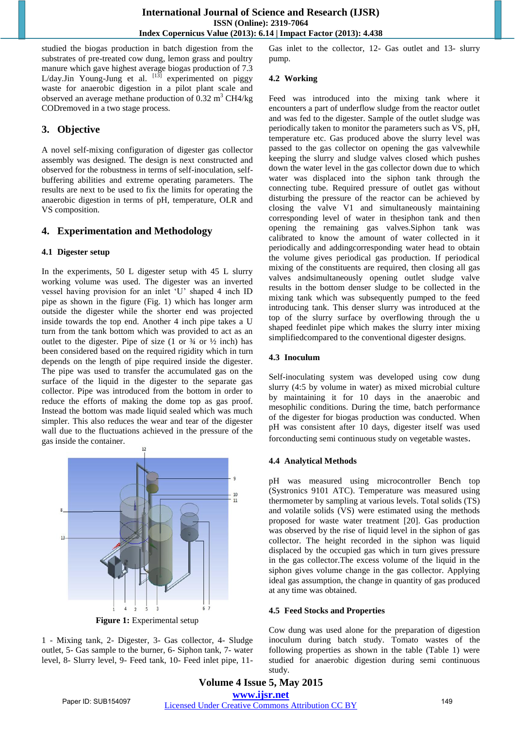studied the biogas production in batch digestion from the substrates of pre-treated cow dung, lemon grass and poultry manure which gave highest average biogas production of 7.3 L/day.Jin Young-Jung et al. [13] experimented on piggy waste for anaerobic digestion in a pilot plant scale and observed an average methane production of 0.32 $m^3$ CH4/kg CODremoved in a two stage process.

## 3. Objective

A novel self-mixing configuration of digester gas collector assembly was designed. The design is next constructed and observed for the robustness in terms of self-inoculation, self-buffering abilities and extreme operating parameters. The results are next to be used to fix the limits for operating the anaerobic digestion in terms of pH, temperature, OLR and VS composition.

## 4. Experimentation and Methodology

### 4.1 Digester setup

In the experiments, 50 L digester setup with 45 L slurry working volume was used. The digester was an inverted vessel having provision for an inlet 'U' shaped 4 inch ID pipe as shown in the figure (Fig. 1) which has longer arm outside the digester while the shorter end was projected inside towards the top end. Another 4 inch pipe takes a U turn from the tank bottom which was provided to act as an outlet to the digester. Pipe of size (1 or ¾ or ½ inch) has been considered based on the required rigidity which in turn depends on the length of pipe required inside the digester. The pipe was used to transfer the accumulated gas on the surface of the liquid in the digester to the separate gas collector. Pipe was introduced from the bottom in order to reduce the efforts of making the dome top as gas proof. Instead the bottom was made liquid sealed which was much simpler. This also reduces the wear and tear of the digester wall due to the fluctuations achieved in the pressure of the gas inside the container.

**Figure 1:** Experimental setup

1 - Mixing tank, 2- Digester, 3- Gas collector, 4- Sludge outlet, 5- Gas sample to the burner, 6- Siphon tank, 7- water level, 8- Slurry level, 9- Feed tank, 10- Feed inlet pipe, 11- Gas inlet to the collector, 12- Gas outlet and 13- slurry pump.

### 4.2 Working

Feed was introduced into the mixing tank where it encounters a part of underflow sludge from the reactor outlet and was fed to the digester. Sample of the outlet sludge was periodically taken to monitor the parameters such as VS, pH, temperature etc. Gas produced above the slurry level was passed to the gas collector on opening the gas valvewhile keeping the slurry and sludge valves closed which pushes down the water level in the gas collector down due to which water was displaced into the siphon tank through the connecting tube. Required pressure of outlet gas without disturbing the pressure of the reactor can be achieved by closing the valve V1 and simultaneously maintaining corresponding level of water in thesiphon tank and then opening the remaining gas valves.Siphon tank was calibrated to know the amount of water collected in it periodically and addingcorresponding water head to obtain the volume gives periodical gas production. If periodical mixing of the constituents are required, then closing all gas valves andsimultaneously opening outlet sludge valve results in the bottom denser sludge to be collected in the mixing tank which was subsequently pumped to the feed introducing tank. This denser slurry was introduced at the top of the slurry surface by overflowing through the u shaped feedinlet pipe which makes the slurry inter mixing simplifiedcompared to the conventional digester designs.

### 4.3 Inoculum

Self-inoculating system was developed using cow dung slurry (4:5 by volume in water) as mixed microbial culture by maintaining it for 10 days in the anaerobic and mesophilic conditions. During the time, batch performance of the digester for biogas production was conducted. When pH was consistent after 10 days, digester itself was used forconducting semi continuous study on vegetable wastes.

### 4.4 Analytical Methods

pH was measured using microcontroller Bench top (Systronics 9101 ATC). Temperature was measured using thermometer by sampling at various levels. Total solids (TS) and volatile solids (VS) were estimated using the methods proposed for waste water treatment [20]. Gas production was observed by the rise of liquid level in the siphon of gas collector. The height recorded in the siphon was liquid displaced by the occupied gas which in turn gives pressure in the gas collector.The excess volume of the liquid in the siphon gives volume change in the gas collector. Applying ideal gas assumption, the change in quantity of gas produced at any time was obtained.

### 4.5 Feed Stocks and Properties

Cow dung was used alone for the preparation of digestion inoculum during batch study. Tomato wastes of the following properties as shown in the table (Table 1) were studied for anaerobic digestion during semi continuous study.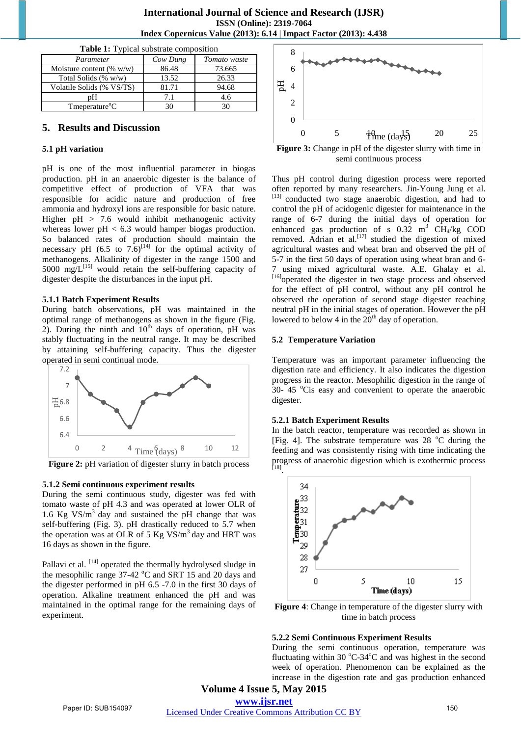**Table 1:** Typical substrate composition

| *Parameter* | *Cow Dung* | *Tomato waste* |
|---|---|---|
| Moisture content (% w/w) | 86.48 | 73.665 |
| Total Solids (% w/w) | 13.52 | 26.33 |
| Volatile Solids (% VS/TS) | 81.71 | 94.68 |
| pH | 7.1 | 4.6 |
| Tmeperature°C | 30 | 30 |

## 5. Results and Discussion

### 5.1 pH variation

pH is one of the most influential parameter in biogas production. pH in an anaerobic digester is the balance of competitive effect of production of VFA that was responsible for acidic nature and production of free ammonia and hydroxyl ions are responsible for basic nature. Higher pH > 7.6 would inhibit methanogenic activity whereas lower pH < 6.3 would hamper biogas production. So balanced rates of production should maintain the necessary pH (6.5 to 7.6)[14] for the optimal activity of methanogens. Alkalinity of digester in the range 1500 and 5000 mg/L[15] would retain the self-buffering capacity of digester despite the disturbances in the input pH.

#### 5.1.1 Batch Experiment Results

During batch observations, pH was maintained in the optimal range of methanogens as shown in the figure (Fig. 2). During the ninth and 10th days of operation, pH was stably fluctuating in the neutral range. It may be described by attaining self-buffering capacity. Thus the digester operated in semi continual mode.

**Figure 2:** pH variation of digester slurry in batch process

#### 5.1.2 Semi continuous experiment results

During the semi continuous study, digester was fed with tomato waste of pH 4.3 and was operated at lower OLR of 1.6 Kg VS/$m^3$ day and sustained the pH change that was self-buffering (Fig. 3). pH drastically reduced to 5.7 when the operation was at OLR of 5 Kg VS/$m^3$ day and HRT was 16 days as shown in the figure.

Pallavi et al. [14] operated the thermally hydrolysed sludge in the mesophilic range 37-42 °C and SRT 15 and 20 days and the digester performed in pH 6.5 -7.0 in the first 30 days of operation. Alkaline treatment enhanced the pH and was maintained in the optimal range for the remaining days of experiment.

**Figure 3:** Change in pH of the digester slurry with time in semi continuous process

Thus pH control during digestion process were reported often reported by many researchers. Jin-Young Jung et al. [13] conducted two stage anaerobic digestion, and had to control the pH of acidogenic digester for maintenance in the range of 6-7 during the initial days of operation for enhanced gas production of s 0.32 $m^3$ $CH_4$/kg COD removed. Adrian et al.[17] studied the digestion of mixed agricultural wastes and wheat bran and observed the pH of 5-7 in the first 50 days of operation using wheat bran and 6-7 using mixed agricultural waste. A.E. Ghalay et al. [16]operated the digester in two stage process and observed for the effect of pH control, without any pH control he observed the operation of second stage digester reaching neutral pH in the initial stages of operation. However the pH lowered to below 4 in the 20th day of operation.

### 5.2 Temperature Variation

Temperature was an important parameter influencing the digestion rate and efficiency. It also indicates the digestion progress in the reactor. Mesophilic digestion in the range of 30- 45 °Cis easy and convenient to operate the anaerobic digester.

#### 5.2.1 Batch Experiment Results

In the batch reactor, temperature was recorded as shown in [Fig. 4]. The substrate temperature was 28 °C during the feeding and was consistently rising with time indicating the progress of anaerobic digestion which is exothermic process [18].

**Figure 4**: Change in temperature of the digester slurry with time in batch process

#### 5.2.2 Semi Continuous Experiment Results

During the semi continuous operation, temperature was fluctuating within 30 °C-34°C and was highest in the second week of operation. Phenomenon can be explained as the increase in the digestion rate and gas production enhanced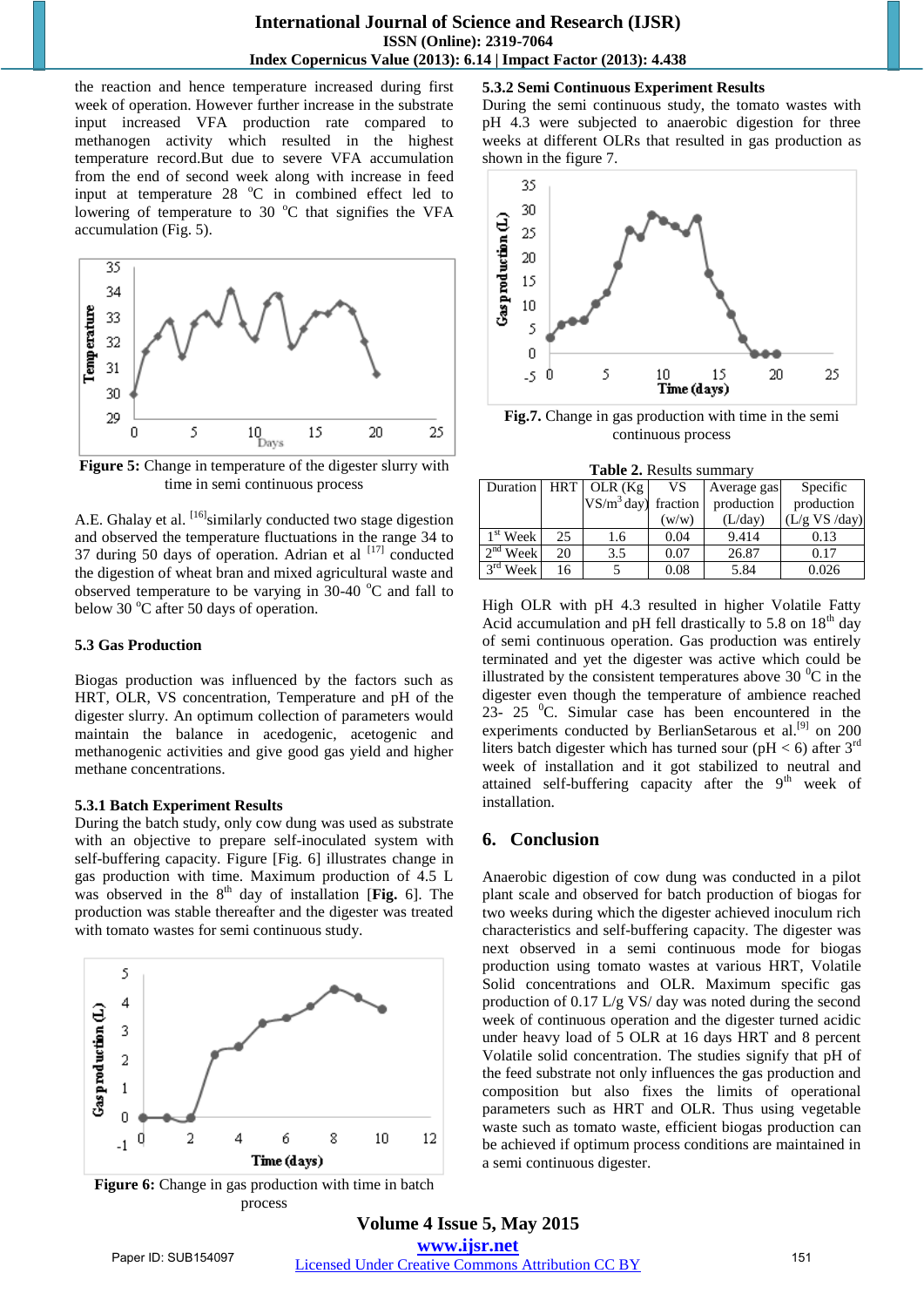the reaction and hence temperature increased during first week of operation. However further increase in the substrate input increased VFA production rate compared to methanogen activity which resulted in the highest temperature record.But due to severe VFA accumulation from the end of second week along with increase in feed input at temperature 28 °C in combined effect led to lowering of temperature to 30 °C that signifies the VFA accumulation (Fig. 5).

**Figure 5:** Change in temperature of the digester slurry with time in semi continuous process

A.E. Ghalay et al. [16]similarly conducted two stage digestion and observed the temperature fluctuations in the range 34 to 37 during 50 days of operation. Adrian et al [17] conducted the digestion of wheat bran and mixed agricultural waste and observed temperature to be varying in 30-40 °C and fall to below 30 °C after 50 days of operation.

### 5.3 Gas Production

Biogas production was influenced by the factors such as HRT, OLR, VS concentration, Temperature and pH of the digester slurry. An optimum collection of parameters would maintain the balance in acedogenic, acetogenic and methanogenic activities and give good gas yield and higher methane concentrations.

#### 5.3.1 Batch Experiment Results

During the batch study, only cow dung was used as substrate with an objective to prepare self-inoculated system with self-buffering capacity. Figure [Fig. 6] illustrates change in gas production with time. Maximum production of 4.5 L was observed in the 8th day of installation [**Fig.** 6]. The production was stable thereafter and the digester was treated with tomato wastes for semi continuous study.

**Figure 6:** Change in gas production with time in batch process

#### 5.3.2 Semi Continuous Experiment Results

During the semi continuous study, the tomato wastes with pH 4.3 were subjected to anaerobic digestion for three weeks at different OLRs that resulted in gas production as shown in the figure 7.

**Fig.7.** Change in gas production with time in the semi continuous process

**Table 2.** Results summary

| Duration | HRT | OLR (Kg VS/m$^3$ day) | VS fraction (w/w) | Average gas production (L/day) | Specific production (L/g VS /day) |
|---|---|---|---|---|---|
| 1st Week | 25 | 1.6 | 0.04 | 9.414 | 0.13 |
| 2nd Week | 20 | 3.5 | 0.07 | 26.87 | 0.17 |
| 3rd Week | 16 | 5 | 0.08 | 5.84 | 0.026 |

High OLR with pH 4.3 resulted in higher Volatile Fatty Acid accumulation and pH fell drastically to 5.8 on 18th day of semi continuous operation. Gas production was entirely terminated and yet the digester was active which could be illustrated by the consistent temperatures above 30 °C in the digester even though the temperature of ambience reached 23- 25 °C. Simular case has been encountered in the experiments conducted by BerlianSetarous et al.[9] on 200 liters batch digester which has turned sour (pH < 6) after 3rd week of installation and it got stabilized to neutral and attained self-buffering capacity after the 9th week of installation.

## 6. Conclusion

Anaerobic digestion of cow dung was conducted in a pilot plant scale and observed for batch production of biogas for two weeks during which the digester achieved inoculum rich characteristics and self-buffering capacity. The digester was next observed in a semi continuous mode for biogas production using tomato wastes at various HRT, Volatile Solid concentrations and OLR. Maximum specific gas production of 0.17 L/g VS/ day was noted during the second week of continuous operation and the digester turned acidic under heavy load of 5 OLR at 16 days HRT and 8 percent Volatile solid concentration. The studies signify that pH of the feed substrate not only influences the gas production and composition but also fixes the limits of operational parameters such as HRT and OLR. Thus using vegetable waste such as tomato waste, efficient biogas production can be achieved if optimum process conditions are maintained in a semi continuous digester.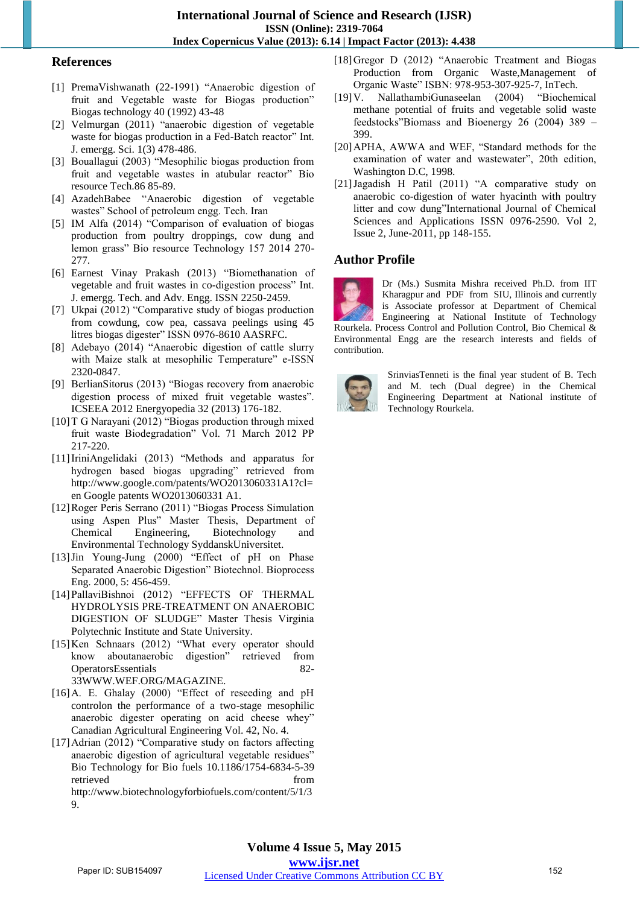## References

[1] PremaVishwanath (22-1991) "Anaerobic digestion of fruit and Vegetable waste for Biogas production" Biogas technology 40 (1992) 43-48

[2] Velmurgan (2011) "anaerobic digestion of vegetable waste for biogas production in a Fed-Batch reactor" Int. J. emergg. Sci. 1(3) 478-486.

[3] Bouallagui (2003) "Mesophilic biogas production from fruit and vegetable wastes in atubular reactor" Bio resource Tech.86 85-89.

[4] AzadehBabee "Anaerobic digestion of vegetable wastes" School of petroleum engg. Tech. Iran

[5] IM Alfa (2014) "Comparison of evaluation of biogas production from poultry droppings, cow dung and lemon grass" Bio resource Technology 157 2014 270-277.

[6] Earnest Vinay Prakash (2013) "Biomethanation of vegetable and fruit wastes in co-digestion process" Int. J. emergg. Tech. and Adv. Engg. ISSN 2250-2459.

[7] Ukpai (2012) "Comparative study of biogas production from cowdung, cow pea, cassava peelings using 45 litres biogas digester" ISSN 0976-8610 AASRFC.

[8] Adebayo (2014) "Anaerobic digestion of cattle slurry with Maize stalk at mesophilic Temperature" e-ISSN 2320-0847.

[9] BerlianSitorus (2013) "Biogas recovery from anaerobic digestion process of mixed fruit vegetable wastes". ICSEEA 2012 Energyopedia 32 (2013) 176-182.

[10] T G Narayani (2012) "Biogas production through mixed fruit waste Biodegradation" Vol. 71 March 2012 PP 217-220.

[11] IriniAngelidaki (2013) "Methods and apparatus for hydrogen based biogas upgrading" retrieved from http://www.google.com/patents/WO2013060331A1?cl=en Google patents WO2013060331 A1.

[12] Roger Peris Serrano (2011) "Biogas Process Simulation using Aspen Plus" Master Thesis, Department of Chemical Engineering, Biotechnology and Environmental Technology SyddanskUniversitet.

[13] Jin Young-Jung (2000) "Effect of pH on Phase Separated Anaerobic Digestion" Biotechnol. Bioprocess Eng. 2000, 5: 456-459.

[14] PallaviBishnoi (2012) "EFFECTS OF THERMAL HYDROLYSIS PRE-TREATMENT ON ANAEROBIC DIGESTION OF SLUDGE" Master Thesis Virginia Polytechnic Institute and State University.

[15] Ken Schnaars (2012) "What every operator should know aboutanaerobic digestion" retrieved from OperatorsEssentials 82-33WWW.WEF.ORG/MAGAZINE.

[16] A. E. Ghalay (2000) "Effect of reseeding and pH controlon the performance of a two-stage mesophilic anaerobic digester operating on acid cheese whey" Canadian Agricultural Engineering Vol. 42, No. 4.

[17] Adrian (2012) "Comparative study on factors affecting anaerobic digestion of agricultural vegetable residues" Bio Technology for Bio fuels 10.1186/1754-6834-5-39 retrieved from http://www.biotechnologyforbiofuels.com/content/5/1/39.

[18] Gregor D (2012) "Anaerobic Treatment and Biogas Production from Organic Waste,Management of Organic Waste" ISBN: 978-953-307-925-7, InTech.

[19] V. NallathambiGunaseelan (2004) "Biochemical methane potential of fruits and vegetable solid waste feedstocks"Biomass and Bioenergy 26 (2004) 389 – 399.

[20] APHA, AWWA and WEF, "Standard methods for the examination of water and wastewater", 20th edition, Washington D.C, 1998.

[21] Jagadish H Patil (2011) "A comparative study on anaerobic co-digestion of water hyacinth with poultry litter and cow dung"International Journal of Chemical Sciences and Applications ISSN 0976-2590. Vol 2, Issue 2, June-2011, pp 148-155.

## Author Profile

Dr (Ms.) Susmita Mishra received Ph.D. from IIT Kharagpur and PDF from SIU, Illinois and currently is Associate professor at Department of Chemical Engineering at National Institute of Technology Rourkela. Process Control and Pollution Control, Bio Chemical & Environmental Engg are the research interests and fields of contribution.

SrinviasTenneti is the final year student of B. Tech and M. tech (Dual degree) in the Chemical Engineering Department at National institute of Technology Rourkela.